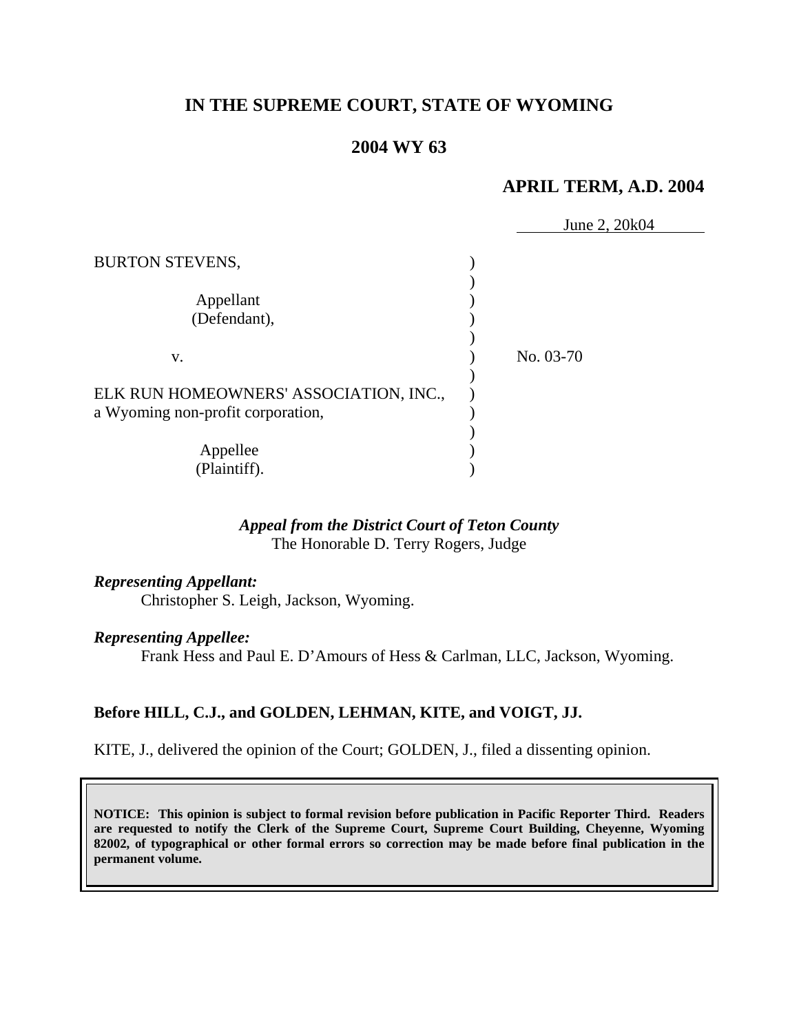# IN THE SUPREME COURT, STATE OF WYOMING

## 2004 WY 63

### APRIL TERM, A.D. 2004

June 2, 20k04

BURTON STEVENS,

Appellant
(Defendant),

v.

No. 03-70

ELK RUN HOMEOWNERS' ASSOCIATION, INC.,
a Wyoming non-profit corporation,

Appellee
(Plaintiff).

***Appeal from the District Court of Teton County***
The Honorable D. Terry Rogers, Judge

***Representing Appellant:***
Christopher S. Leigh, Jackson, Wyoming.

***Representing Appellee:***
Frank Hess and Paul E. D'Amours of Hess & Carlman, LLC, Jackson, Wyoming.

**Before HILL, C.J., and GOLDEN, LEHMAN, KITE, and VOIGT, JJ.**

KITE, J., delivered the opinion of the Court; GOLDEN, J., filed a dissenting opinion.

**NOTICE: This opinion is subject to formal revision before publication in Pacific Reporter Third. Readers are requested to notify the Clerk of the Supreme Court, Supreme Court Building, Cheyenne, Wyoming 82002, of typographical or other formal errors so correction may be made before final publication in the permanent volume.**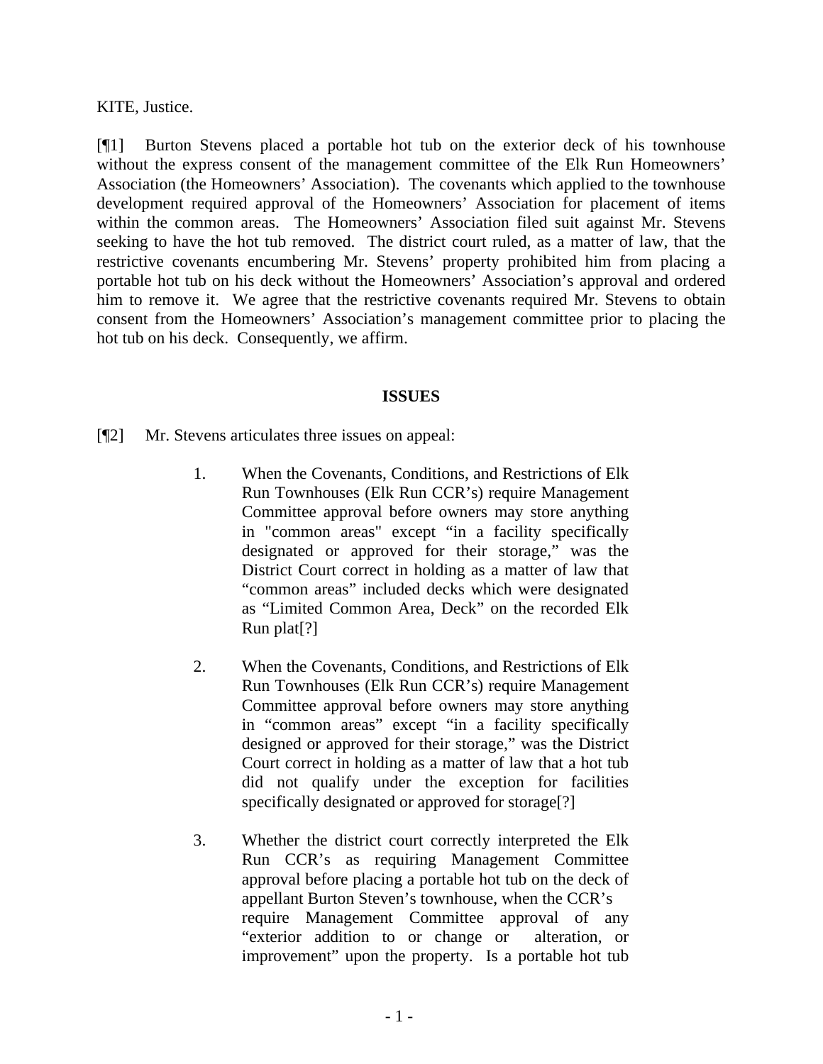KITE, Justice.

[¶1] Burton Stevens placed a portable hot tub on the exterior deck of his townhouse without the express consent of the management committee of the Elk Run Homeowners' Association (the Homeowners' Association). The covenants which applied to the townhouse development required approval of the Homeowners' Association for placement of items within the common areas. The Homeowners' Association filed suit against Mr. Stevens seeking to have the hot tub removed. The district court ruled, as a matter of law, that the restrictive covenants encumbering Mr. Stevens' property prohibited him from placing a portable hot tub on his deck without the Homeowners' Association's approval and ordered him to remove it. We agree that the restrictive covenants required Mr. Stevens to obtain consent from the Homeowners' Association's management committee prior to placing the hot tub on his deck. Consequently, we affirm.

## ISSUES

[¶2] Mr. Stevens articulates three issues on appeal:

> 1. When the Covenants, Conditions, and Restrictions of Elk Run Townhouses (Elk Run CCR's) require Management Committee approval before owners may store anything in "common areas" except "in a facility specifically designated or approved for their storage," was the District Court correct in holding as a matter of law that "common areas" included decks which were designated as "Limited Common Area, Deck" on the recorded Elk Run plat[?]
>
> 2. When the Covenants, Conditions, and Restrictions of Elk Run Townhouses (Elk Run CCR's) require Management Committee approval before owners may store anything in "common areas" except "in a facility specifically designed or approved for their storage," was the District Court correct in holding as a matter of law that a hot tub did not qualify under the exception for facilities specifically designated or approved for storage[?]
>
> 3. Whether the district court correctly interpreted the Elk Run CCR's as requiring Management Committee approval before placing a portable hot tub on the deck of appellant Burton Steven's townhouse, when the CCR's require Management Committee approval of any "exterior addition to or change or alteration, or improvement" upon the property. Is a portable hot tub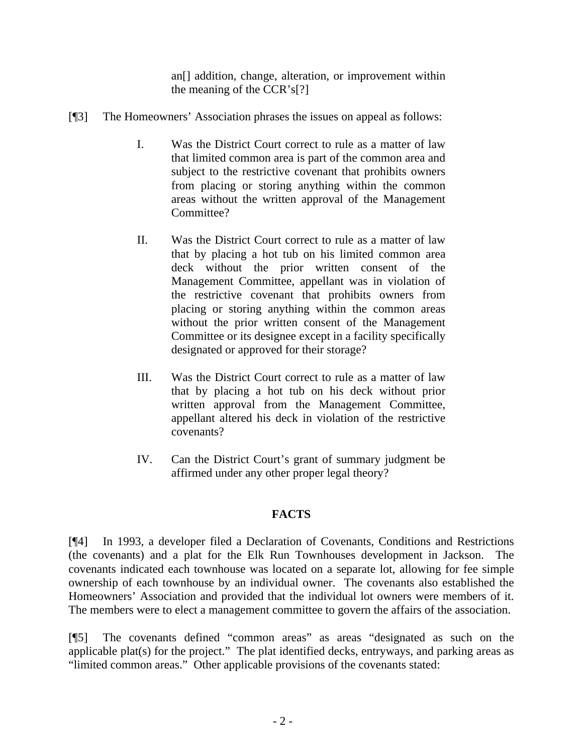> an[] addition, change, alteration, or improvement within the meaning of the CCR's[?]

[¶3] The Homeowners' Association phrases the issues on appeal as follows:

> I. Was the District Court correct to rule as a matter of law that limited common area is part of the common area and subject to the restrictive covenant that prohibits owners from placing or storing anything within the common areas without the written approval of the Management Committee?
>
> II. Was the District Court correct to rule as a matter of law that by placing a hot tub on his limited common area deck without the prior written consent of the Management Committee, appellant was in violation of the restrictive covenant that prohibits owners from placing or storing anything within the common areas without the prior written consent of the Management Committee or its designee except in a facility specifically designated or approved for their storage?
>
> III. Was the District Court correct to rule as a matter of law that by placing a hot tub on his deck without prior written approval from the Management Committee, appellant altered his deck in violation of the restrictive covenants?
>
> IV. Can the District Court's grant of summary judgment be affirmed under any other proper legal theory?

## FACTS

[¶4] In 1993, a developer filed a Declaration of Covenants, Conditions and Restrictions (the covenants) and a plat for the Elk Run Townhouses development in Jackson. The covenants indicated each townhouse was located on a separate lot, allowing for fee simple ownership of each townhouse by an individual owner. The covenants also established the Homeowners' Association and provided that the individual lot owners were members of it. The members were to elect a management committee to govern the affairs of the association.

[¶5] The covenants defined "common areas" as areas "designated as such on the applicable plat(s) for the project." The plat identified decks, entryways, and parking areas as "limited common areas." Other applicable provisions of the covenants stated: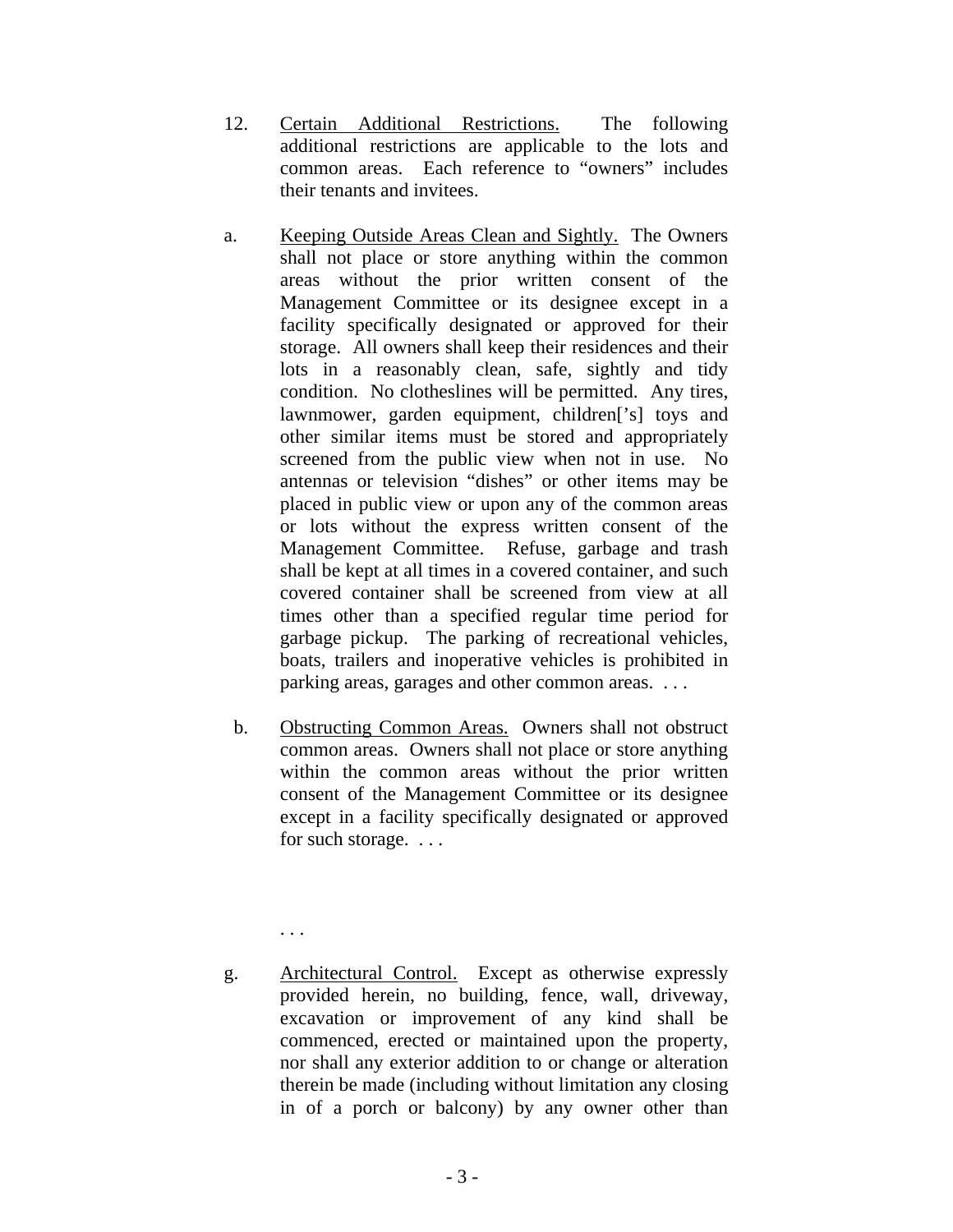12. Certain Additional Restrictions. The following additional restrictions are applicable to the lots and common areas. Each reference to "owners" includes their tenants and invitees.

a. Keeping Outside Areas Clean and Sightly. The Owners shall not place or store anything within the common areas without the prior written consent of the Management Committee or its designee except in a facility specifically designated or approved for their storage. All owners shall keep their residences and their lots in a reasonably clean, safe, sightly and tidy condition. No clotheslines will be permitted. Any tires, lawnmower, garden equipment, children['s] toys and other similar items must be stored and appropriately screened from the public view when not in use. No antennas or television "dishes" or other items may be placed in public view or upon any of the common areas or lots without the express written consent of the Management Committee. Refuse, garbage and trash shall be kept at all times in a covered container, and such covered container shall be screened from view at all times other than a specified regular time period for garbage pickup. The parking of recreational vehicles, boats, trailers and inoperative vehicles is prohibited in parking areas, garages and other common areas. . . .

b. Obstructing Common Areas. Owners shall not obstruct common areas. Owners shall not place or store anything within the common areas without the prior written consent of the Management Committee or its designee except in a facility specifically designated or approved for such storage. . . .

. . .

g. Architectural Control. Except as otherwise expressly provided herein, no building, fence, wall, driveway, excavation or improvement of any kind shall be commenced, erected or maintained upon the property, nor shall any exterior addition to or change or alteration therein be made (including without limitation any closing in of a porch or balcony) by any owner other than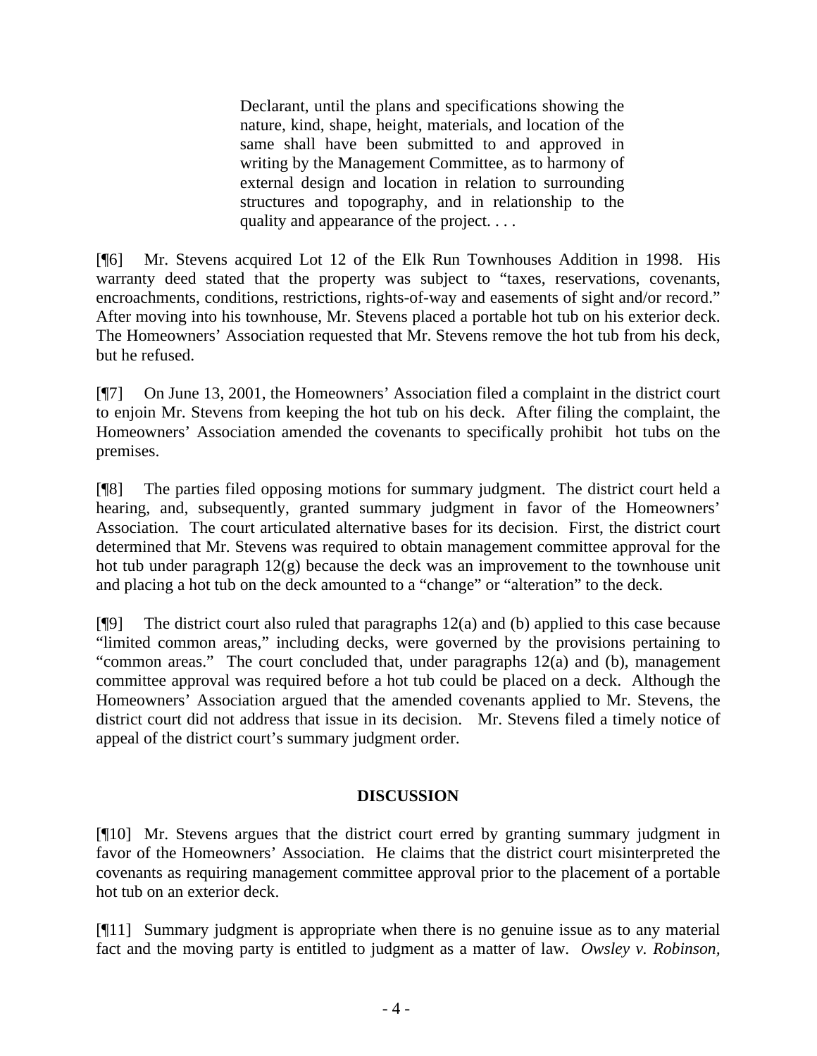> Declarant, until the plans and specifications showing the nature, kind, shape, height, materials, and location of the same shall have been submitted to and approved in writing by the Management Committee, as to harmony of external design and location in relation to surrounding structures and topography, and in relationship to the quality and appearance of the project. . . .

[¶6] Mr. Stevens acquired Lot 12 of the Elk Run Townhouses Addition in 1998. His warranty deed stated that the property was subject to "taxes, reservations, covenants, encroachments, conditions, restrictions, rights-of-way and easements of sight and/or record." After moving into his townhouse, Mr. Stevens placed a portable hot tub on his exterior deck. The Homeowners' Association requested that Mr. Stevens remove the hot tub from his deck, but he refused.

[¶7] On June 13, 2001, the Homeowners' Association filed a complaint in the district court to enjoin Mr. Stevens from keeping the hot tub on his deck. After filing the complaint, the Homeowners' Association amended the covenants to specifically prohibit hot tubs on the premises.

[¶8] The parties filed opposing motions for summary judgment. The district court held a hearing, and, subsequently, granted summary judgment in favor of the Homeowners' Association. The court articulated alternative bases for its decision. First, the district court determined that Mr. Stevens was required to obtain management committee approval for the hot tub under paragraph 12(g) because the deck was an improvement to the townhouse unit and placing a hot tub on the deck amounted to a "change" or "alteration" to the deck.

[¶9] The district court also ruled that paragraphs 12(a) and (b) applied to this case because "limited common areas," including decks, were governed by the provisions pertaining to "common areas." The court concluded that, under paragraphs 12(a) and (b), management committee approval was required before a hot tub could be placed on a deck. Although the Homeowners' Association argued that the amended covenants applied to Mr. Stevens, the district court did not address that issue in its decision. Mr. Stevens filed a timely notice of appeal of the district court's summary judgment order.

## DISCUSSION

[¶10] Mr. Stevens argues that the district court erred by granting summary judgment in favor of the Homeowners' Association. He claims that the district court misinterpreted the covenants as requiring management committee approval prior to the placement of a portable hot tub on an exterior deck.

[¶11] Summary judgment is appropriate when there is no genuine issue as to any material fact and the moving party is entitled to judgment as a matter of law. *Owsley v. Robinson,*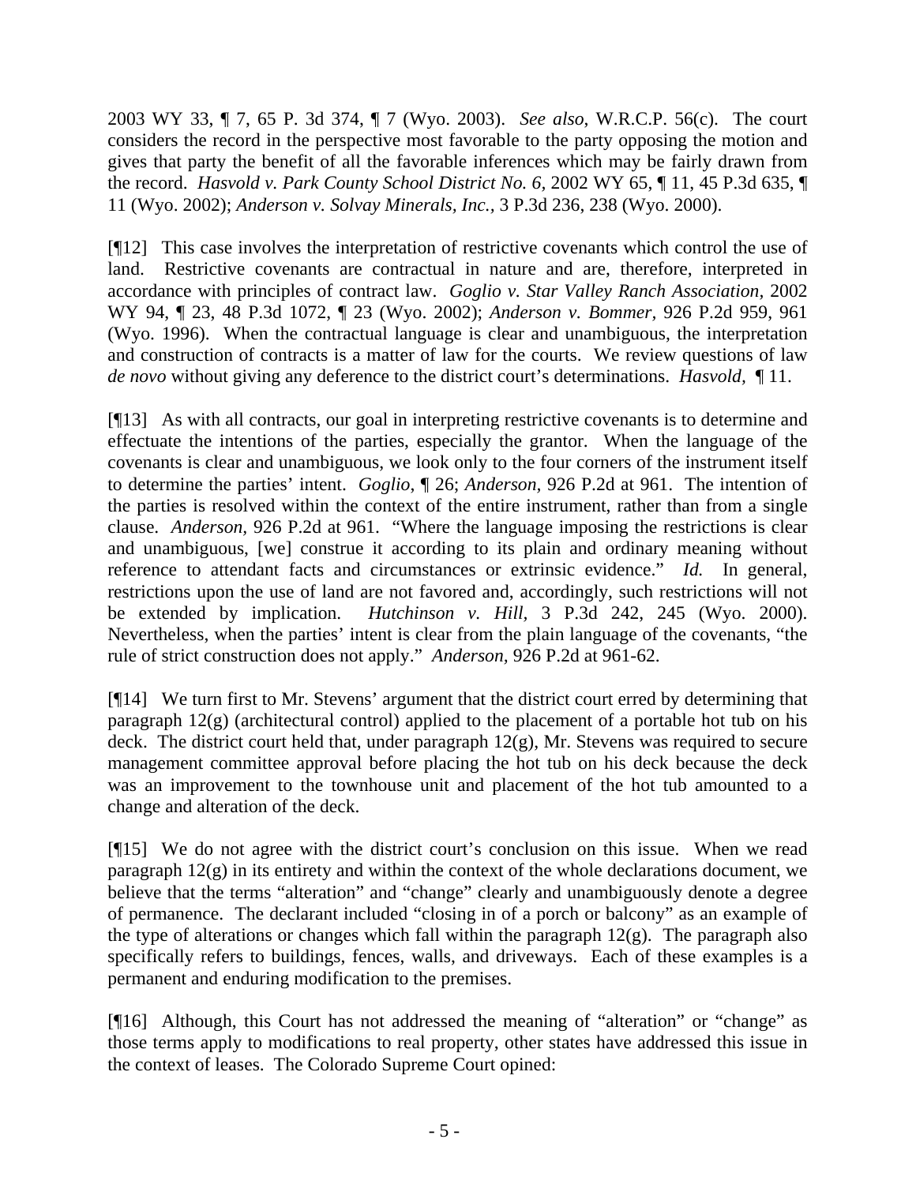2003 WY 33, ¶ 7, 65 P. 3d 374, ¶ 7 (Wyo. 2003). *See also,* W.R.C.P. 56(c). The court considers the record in the perspective most favorable to the party opposing the motion and gives that party the benefit of all the favorable inferences which may be fairly drawn from the record. *Hasvold v. Park County School District No. 6,* 2002 WY 65, ¶ 11, 45 P.3d 635, ¶ 11 (Wyo. 2002); *Anderson v. Solvay Minerals, Inc.,* 3 P.3d 236, 238 (Wyo. 2000).

[¶12] This case involves the interpretation of restrictive covenants which control the use of land. Restrictive covenants are contractual in nature and are, therefore, interpreted in accordance with principles of contract law. *Goglio v. Star Valley Ranch Association*, 2002 WY 94, ¶ 23, 48 P.3d 1072, ¶ 23 (Wyo. 2002); *Anderson v. Bommer,* 926 P.2d 959, 961 (Wyo. 1996). When the contractual language is clear and unambiguous, the interpretation and construction of contracts is a matter of law for the courts. We review questions of law *de novo* without giving any deference to the district court's determinations. *Hasvold,* ¶ 11.

[¶13] As with all contracts, our goal in interpreting restrictive covenants is to determine and effectuate the intentions of the parties, especially the grantor. When the language of the covenants is clear and unambiguous, we look only to the four corners of the instrument itself to determine the parties' intent. *Goglio*, ¶ 26; *Anderson,* 926 P.2d at 961. The intention of the parties is resolved within the context of the entire instrument, rather than from a single clause. *Anderson,* 926 P.2d at 961. "Where the language imposing the restrictions is clear and unambiguous, [we] construe it according to its plain and ordinary meaning without reference to attendant facts and circumstances or extrinsic evidence." *Id.* In general, restrictions upon the use of land are not favored and, accordingly, such restrictions will not be extended by implication. *Hutchinson v. Hill,* 3 P.3d 242, 245 (Wyo. 2000). Nevertheless, when the parties' intent is clear from the plain language of the covenants, "the rule of strict construction does not apply." *Anderson,* 926 P.2d at 961-62.

[¶14] We turn first to Mr. Stevens' argument that the district court erred by determining that paragraph 12(g) (architectural control) applied to the placement of a portable hot tub on his deck. The district court held that, under paragraph 12(g), Mr. Stevens was required to secure management committee approval before placing the hot tub on his deck because the deck was an improvement to the townhouse unit and placement of the hot tub amounted to a change and alteration of the deck.

[¶15] We do not agree with the district court's conclusion on this issue. When we read paragraph 12(g) in its entirety and within the context of the whole declarations document, we believe that the terms "alteration" and "change" clearly and unambiguously denote a degree of permanence. The declarant included "closing in of a porch or balcony" as an example of the type of alterations or changes which fall within the paragraph 12(g). The paragraph also specifically refers to buildings, fences, walls, and driveways. Each of these examples is a permanent and enduring modification to the premises.

[¶16] Although, this Court has not addressed the meaning of "alteration" or "change" as those terms apply to modifications to real property, other states have addressed this issue in the context of leases. The Colorado Supreme Court opined: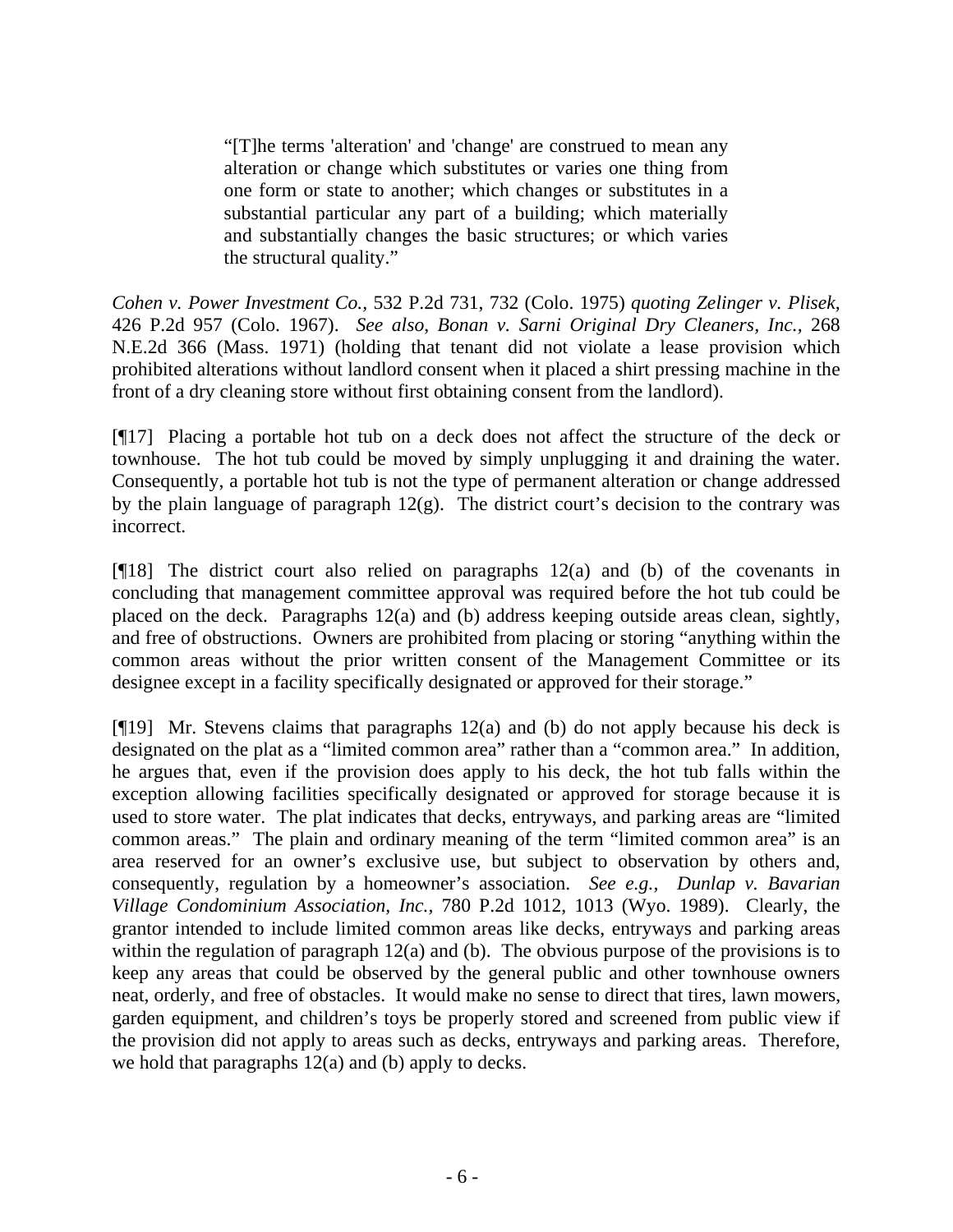> "[T]he terms 'alteration' and 'change' are construed to mean any alteration or change which substitutes or varies one thing from one form or state to another; which changes or substitutes in a substantial particular any part of a building; which materially and substantially changes the basic structures; or which varies the structural quality."

*Cohen v. Power Investment Co.,* 532 P.2d 731, 732 (Colo. 1975) *quoting Zelinger v. Plisek,* 426 P.2d 957 (Colo. 1967). *See also*, *Bonan v. Sarni Original Dry Cleaners, Inc.,* 268 N.E.2d 366 (Mass. 1971) (holding that tenant did not violate a lease provision which prohibited alterations without landlord consent when it placed a shirt pressing machine in the front of a dry cleaning store without first obtaining consent from the landlord).

[¶17] Placing a portable hot tub on a deck does not affect the structure of the deck or townhouse. The hot tub could be moved by simply unplugging it and draining the water. Consequently, a portable hot tub is not the type of permanent alteration or change addressed by the plain language of paragraph 12(g). The district court's decision to the contrary was incorrect.

[¶18] The district court also relied on paragraphs 12(a) and (b) of the covenants in concluding that management committee approval was required before the hot tub could be placed on the deck. Paragraphs 12(a) and (b) address keeping outside areas clean, sightly, and free of obstructions. Owners are prohibited from placing or storing "anything within the common areas without the prior written consent of the Management Committee or its designee except in a facility specifically designated or approved for their storage."

[¶19] Mr. Stevens claims that paragraphs 12(a) and (b) do not apply because his deck is designated on the plat as a "limited common area" rather than a "common area." In addition, he argues that, even if the provision does apply to his deck, the hot tub falls within the exception allowing facilities specifically designated or approved for storage because it is used to store water. The plat indicates that decks, entryways, and parking areas are "limited common areas." The plain and ordinary meaning of the term "limited common area" is an area reserved for an owner's exclusive use, but subject to observation by others and, consequently, regulation by a homeowner's association. *See e.g., Dunlap v. Bavarian Village Condominium Association, Inc.,* 780 P.2d 1012, 1013 (Wyo. 1989). Clearly, the grantor intended to include limited common areas like decks, entryways and parking areas within the regulation of paragraph 12(a) and (b). The obvious purpose of the provisions is to keep any areas that could be observed by the general public and other townhouse owners neat, orderly, and free of obstacles. It would make no sense to direct that tires, lawn mowers, garden equipment, and children's toys be properly stored and screened from public view if the provision did not apply to areas such as decks, entryways and parking areas. Therefore, we hold that paragraphs 12(a) and (b) apply to decks.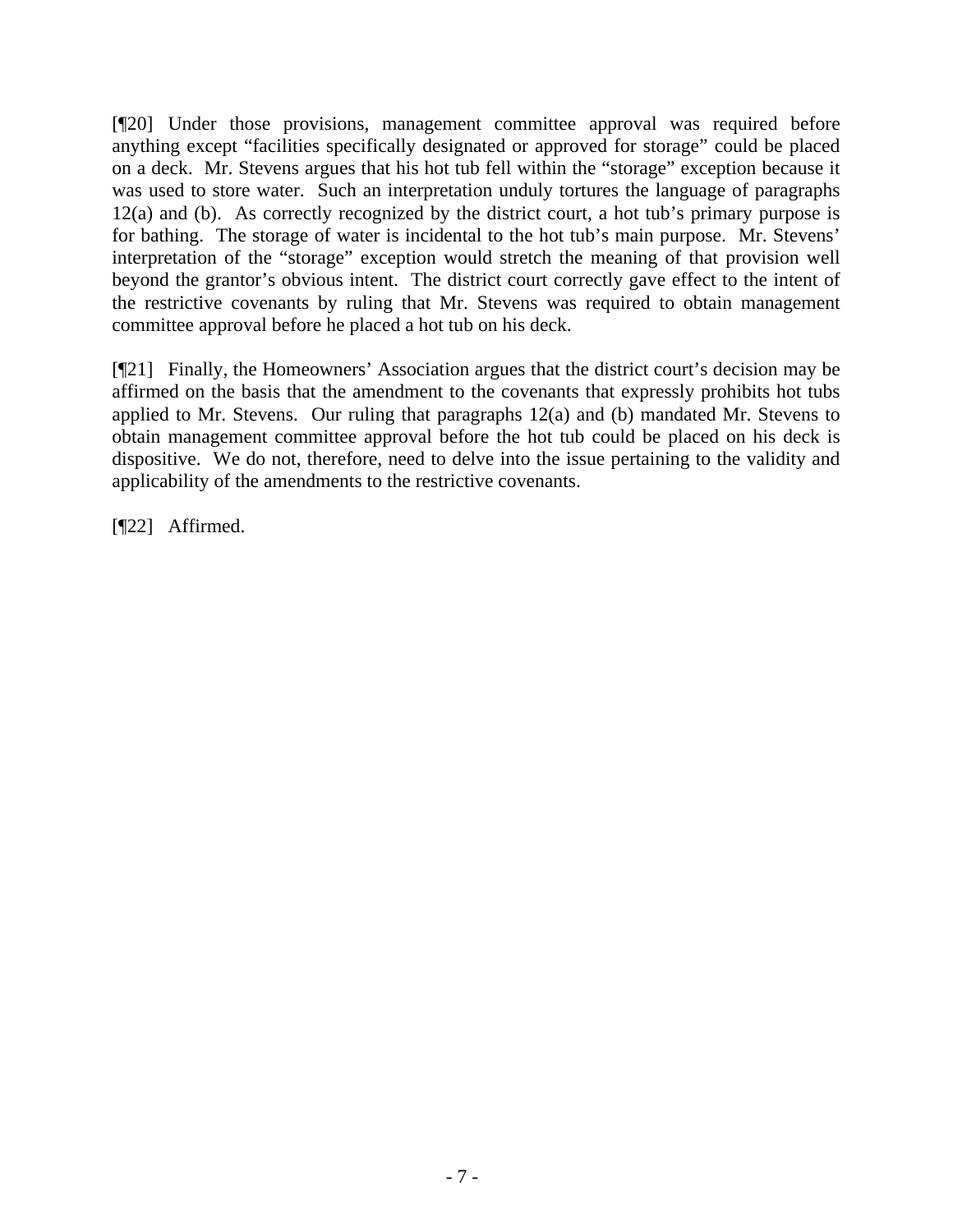[¶20] Under those provisions, management committee approval was required before anything except "facilities specifically designated or approved for storage" could be placed on a deck. Mr. Stevens argues that his hot tub fell within the "storage" exception because it was used to store water. Such an interpretation unduly tortures the language of paragraphs 12(a) and (b). As correctly recognized by the district court, a hot tub's primary purpose is for bathing. The storage of water is incidental to the hot tub's main purpose. Mr. Stevens' interpretation of the "storage" exception would stretch the meaning of that provision well beyond the grantor's obvious intent. The district court correctly gave effect to the intent of the restrictive covenants by ruling that Mr. Stevens was required to obtain management committee approval before he placed a hot tub on his deck.

[¶21] Finally, the Homeowners' Association argues that the district court's decision may be affirmed on the basis that the amendment to the covenants that expressly prohibits hot tubs applied to Mr. Stevens. Our ruling that paragraphs 12(a) and (b) mandated Mr. Stevens to obtain management committee approval before the hot tub could be placed on his deck is dispositive. We do not, therefore, need to delve into the issue pertaining to the validity and applicability of the amendments to the restrictive covenants.

[¶22] Affirmed.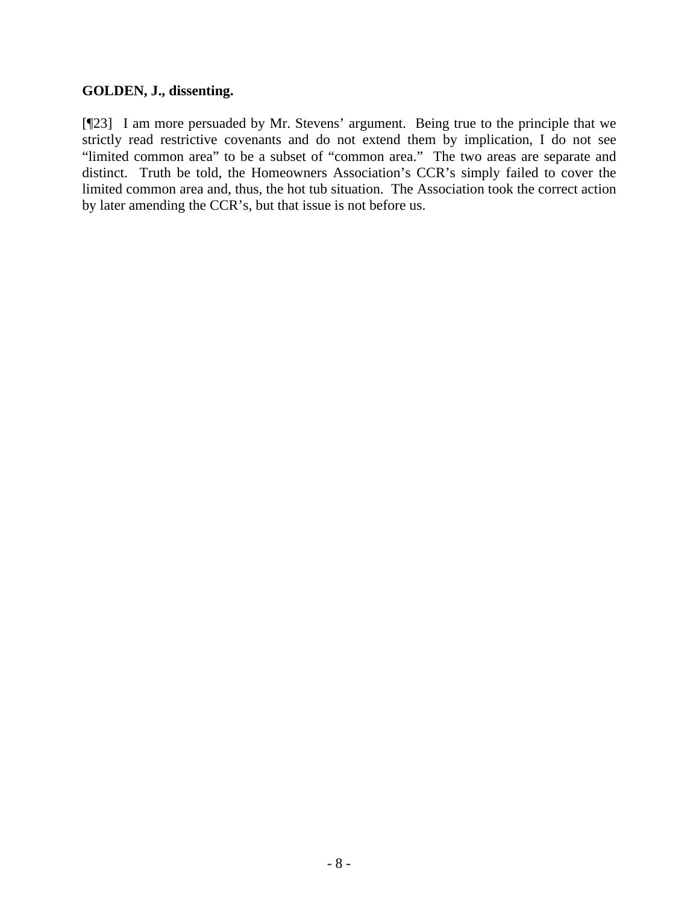**GOLDEN, J., dissenting.**

[¶23] I am more persuaded by Mr. Stevens' argument. Being true to the principle that we strictly read restrictive covenants and do not extend them by implication, I do not see "limited common area" to be a subset of "common area." The two areas are separate and distinct. Truth be told, the Homeowners Association's CCR's simply failed to cover the limited common area and, thus, the hot tub situation. The Association took the correct action by later amending the CCR's, but that issue is not before us.